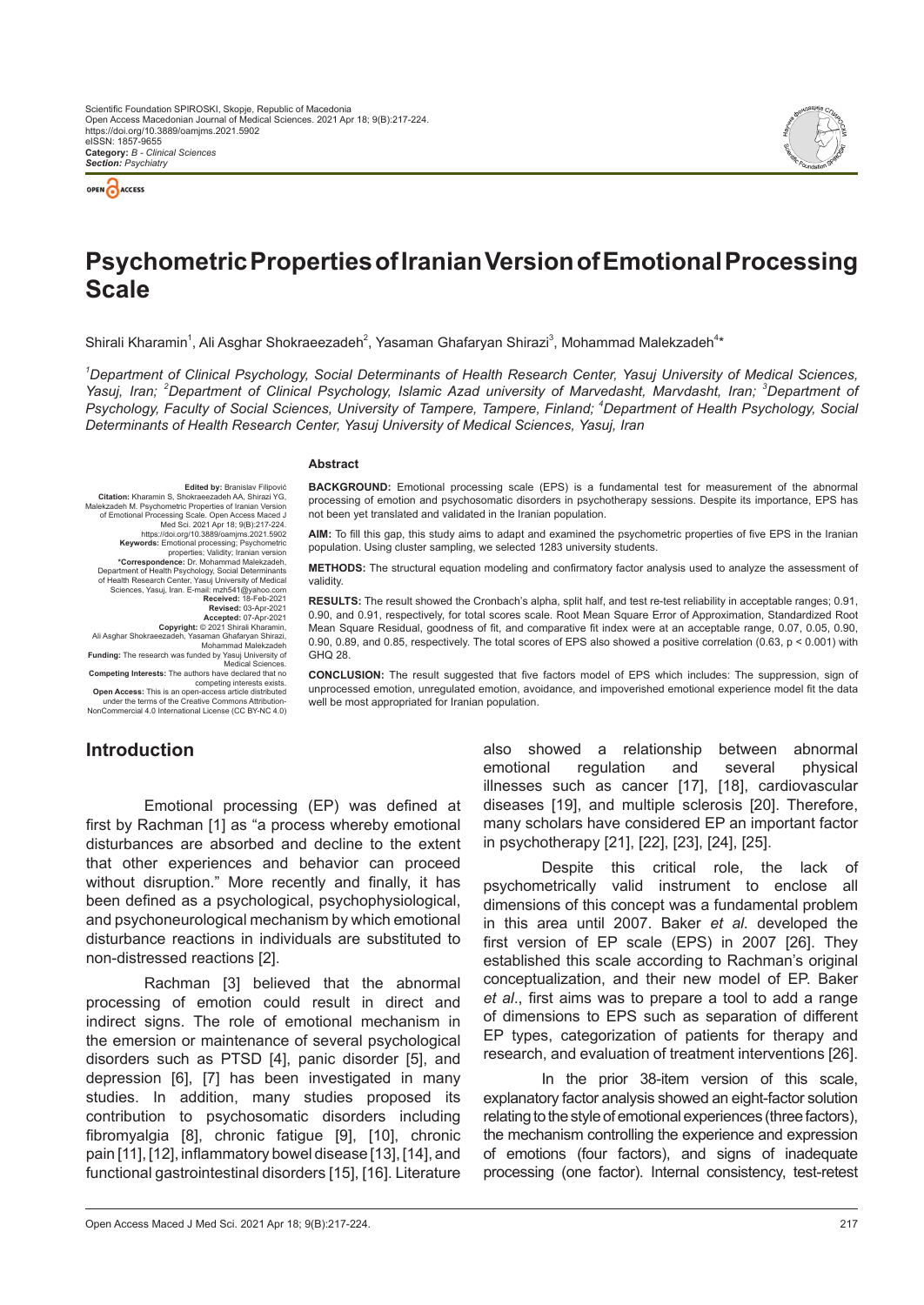# Psychometric Properties of Iranian Version of Emotional Processing Scale

Shirali Kharamin[1], Ali Asghar Shokraeezadeh[2], Yasaman Ghafaryan Shirazi[3], Mohammad Malekzadeh[4]*

*[1]Department of Clinical Psychology, Social Determinants of Health Research Center, Yasuj University of Medical Sciences, Yasuj, Iran; [2]Department of Clinical Psychology, Islamic Azad university of Marvedasht, Marvdasht, Iran; [3]Department of Psychology, Faculty of Social Sciences, University of Tampere, Tampere, Finland; [4]Department of Health Psychology, Social Determinants of Health Research Center, Yasuj University of Medical Sciences, Yasuj, Iran*

**Edited by:** Branislav Filipović
**Citation:** Kharamin S, Shokraeezadeh AA, Shirazi YG, Malekzadeh M. Psychometric Properties of Iranian Version of Emotional Processing Scale. Open Access Maced J Med Sci. 2021 Apr 18; 9(B):217-224. https://doi.org/10.3889/oamjms.2021.5902
**Keywords:** Emotional processing; Psychometric properties; Validity; Iranian version
***Correspondence:** Dr. Mohammad Malekzadeh, Department of Health Psychology, Social Determinants of Health Research Center, Yasuj University of Medical Sciences, Yasuj, Iran. E-mail: mzh541@yahoo.com
**Received:** 18-Feb-2021
**Revised:** 03-Apr-2021
**Accepted:** 07-Apr-2021
**Copyright:** © 2021 Shirali Kharamin, Ali Asghar Shokraeezadeh, Yasaman Ghafaryan Shirazi, Mohammad Malekzadeh
**Funding:** The research was funded by Yasuj University of Medical Sciences.
**Competing Interests:** The authors have declared that no competing interests exists.
**Open Access:** This is an open-access article distributed under the terms of the Creative Commons Attribution-NonCommercial 4.0 International License (CC BY-NC 4.0)

## Abstract

**BACKGROUND:** Emotional processing scale (EPS) is a fundamental test for measurement of the abnormal processing of emotion and psychosomatic disorders in psychotherapy sessions. Despite its importance, EPS has not been yet translated and validated in the Iranian population.

**AIM:** To fill this gap, this study aims to adapt and examined the psychometric properties of five EPS in the Iranian population. Using cluster sampling, we selected 1283 university students.

**METHODS:** The structural equation modeling and confirmatory factor analysis used to analyze the assessment of validity.

**RESULTS:** The result showed the Cronbach's alpha, split half, and test re-test reliability in acceptable ranges; 0.91, 0.90, and 0.91, respectively, for total scores scale. Root Mean Square Error of Approximation, Standardized Root Mean Square Residual, goodness of fit, and comparative fit index were at an acceptable range, 0.07, 0.05, 0.90, 0.90, 0.89, and 0.85, respectively. The total scores of EPS also showed a positive correlation (0.63, $p < 0.001$) with GHQ 28.

**CONCLUSION:** The result suggested that five factors model of EPS which includes: The suppression, sign of unprocessed emotion, unregulated emotion, avoidance, and impoverished emotional experience model fit the data well be most appropriated for Iranian population.

## Introduction

Emotional processing (EP) was defined at first by Rachman [1] as "a process whereby emotional disturbances are absorbed and decline to the extent that other experiences and behavior can proceed without disruption." More recently and finally, it has been defined as a psychological, psychophysiological, and psychoneurological mechanism by which emotional disturbance reactions in individuals are substituted to non-distressed reactions [2].

Rachman [3] believed that the abnormal processing of emotion could result in direct and indirect signs. The role of emotional mechanism in the emersion or maintenance of several psychological disorders such as PTSD [4], panic disorder [5], and depression [6], [7] has been investigated in many studies. In addition, many studies proposed its contribution to psychosomatic disorders including fibromyalgia [8], chronic fatigue [9], [10], chronic pain [11], [12], inflammatory bowel disease [13], [14], and functional gastrointestinal disorders [15], [16]. Literature also showed a relationship between abnormal emotional regulation and several physical illnesses such as cancer [17], [18], cardiovascular diseases [19], and multiple sclerosis [20]. Therefore, many scholars have considered EP an important factor in psychotherapy [21], [22], [23], [24], [25].

Despite this critical role, the lack of psychometrically valid instrument to enclose all dimensions of this concept was a fundamental problem in this area until 2007. Baker *et al*. developed the first version of EP scale (EPS) in 2007 [26]. They established this scale according to Rachman's original conceptualization, and their new model of EP. Baker *et al*., first aims was to prepare a tool to add a range of dimensions to EPS such as separation of different EP types, categorization of patients for therapy and research, and evaluation of treatment interventions [26].

In the prior 38-item version of this scale, explanatory factor analysis showed an eight-factor solution relating to the style of emotional experiences (three factors), the mechanism controlling the experience and expression of emotions (four factors), and signs of inadequate processing (one factor). Internal consistency, test-retest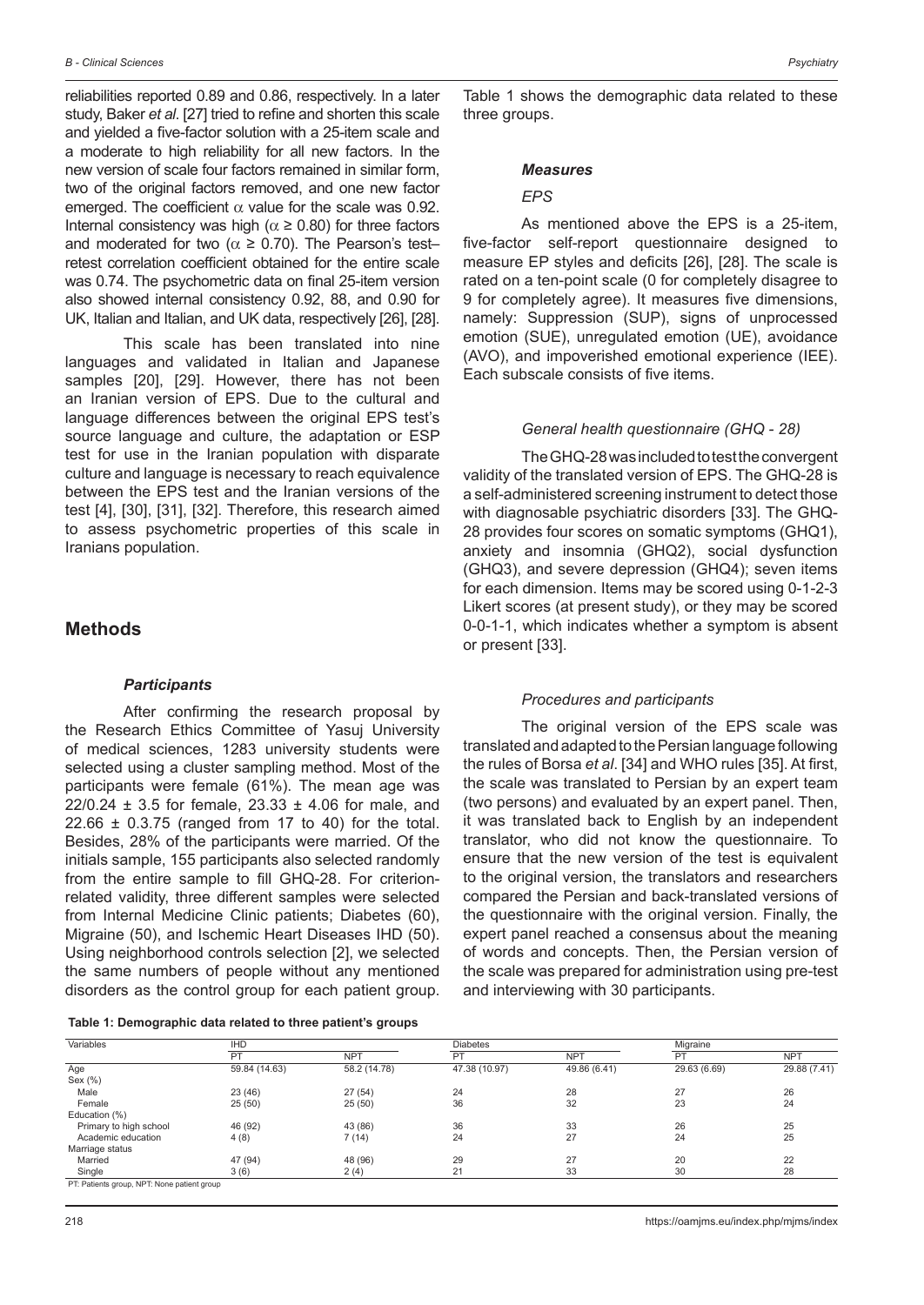reliabilities reported 0.89 and 0.86, respectively. In a later study, Baker *et al*. [27] tried to refine and shorten this scale and yielded a five-factor solution with a 25-item scale and a moderate to high reliability for all new factors. In the new version of scale four factors remained in similar form, two of the original factors removed, and one new factor emerged. The coefficient $\alpha$ value for the scale was 0.92. Internal consistency was high ($\alpha \geq 0.80$) for three factors and moderated for two ($\alpha \geq 0.70$). The Pearson's test–retest correlation coefficient obtained for the entire scale was 0.74. The psychometric data on final 25-item version also showed internal consistency 0.92, 88, and 0.90 for UK, Italian and Italian, and UK data, respectively [26], [28].

This scale has been translated into nine languages and validated in Italian and Japanese samples [20], [29]. However, there has not been an Iranian version of EPS. Due to the cultural and language differences between the original EPS test's source language and culture, the adaptation or ESP test for use in the Iranian population with disparate culture and language is necessary to reach equivalence between the EPS test and the Iranian versions of the test [4], [30], [31], [32]. Therefore, this research aimed to assess psychometric properties of this scale in Iranians population.

## Methods

### *Participants*

After confirming the research proposal by the Research Ethics Committee of Yasuj University of medical sciences, 1283 university students were selected using a cluster sampling method. Most of the participants were female (61%). The mean age was 22/0.24 ± 3.5 for female, 23.33 ± 4.06 for male, and 22.66 ± 0.3.75 (ranged from 17 to 40) for the total. Besides, 28% of the participants were married. Of the initials sample, 155 participants also selected randomly from the entire sample to fill GHQ-28. For criterion-related validity, three different samples were selected from Internal Medicine Clinic patients; Diabetes (60), Migraine (50), and Ischemic Heart Diseases IHD (50). Using neighborhood controls selection [2], we selected the same numbers of people without any mentioned disorders as the control group for each patient group. Table 1 shows the demographic data related to these three groups.

**Table 1: Demographic data related to three patient's groups**

| Variables | IHD | | Diabetes | | Migraine | |
|---|---|---|---|---|---|---|
| | PT | NPT | PT | NPT | PT | NPT |
| Age | 59.84 (14.63) | 58.2 (14.78) | 47.38 (10.97) | 49.86 (6.41) | 29.63 (6.69) | 29.88 (7.41) |
| Sex (%) | | | | | | |
| Male | 23 (46) | 27 (54) | 24 | 28 | 27 | 26 |
| Female | 25 (50) | 25 (50) | 36 | 32 | 23 | 24 |
| Education (%) | | | | | | |
| Primary to high school | 46 (92) | 43 (86) | 36 | 33 | 26 | 25 |
| Academic education | 4 (8) | 7 (14) | 24 | 27 | 24 | 25 |
| Marriage status | | | | | | |
| Married | 47 (94) | 48 (96) | 29 | 27 | 20 | 22 |
| Single | 3 (6) | 2 (4) | 21 | 33 | 30 | 28 |

PT: Patients group, NPT: None patient group

### *Measures*

#### *EPS*

As mentioned above the EPS is a 25-item, five-factor self-report questionnaire designed to measure EP styles and deficits [26], [28]. The scale is rated on a ten-point scale (0 for completely disagree to 9 for completely agree). It measures five dimensions, namely: Suppression (SUP), signs of unprocessed emotion (SUE), unregulated emotion (UE), avoidance (AVO), and impoverished emotional experience (IEE). Each subscale consists of five items.

#### *General health questionnaire (GHQ - 28)*

The GHQ-28 was included to test the convergent validity of the translated version of EPS. The GHQ-28 is a self-administered screening instrument to detect those with diagnosable psychiatric disorders [33]. The GHQ-28 provides four scores on somatic symptoms (GHQ1), anxiety and insomnia (GHQ2), social dysfunction (GHQ3), and severe depression (GHQ4); seven items for each dimension. Items may be scored using 0-1-2-3 Likert scores (at present study), or they may be scored 0-0-1-1, which indicates whether a symptom is absent or present [33].

#### *Procedures and participants*

The original version of the EPS scale was translated and adapted to the Persian language following the rules of Borsa *et al*. [34] and WHO rules [35]. At first, the scale was translated to Persian by an expert team (two persons) and evaluated by an expert panel. Then, it was translated back to English by an independent translator, who did not know the questionnaire. To ensure that the new version of the test is equivalent to the original version, the translators and researchers compared the Persian and back-translated versions of the questionnaire with the original version. Finally, the expert panel reached a consensus about the meaning of words and concepts. Then, the Persian version of the scale was prepared for administration using pre-test and interviewing with 30 participants.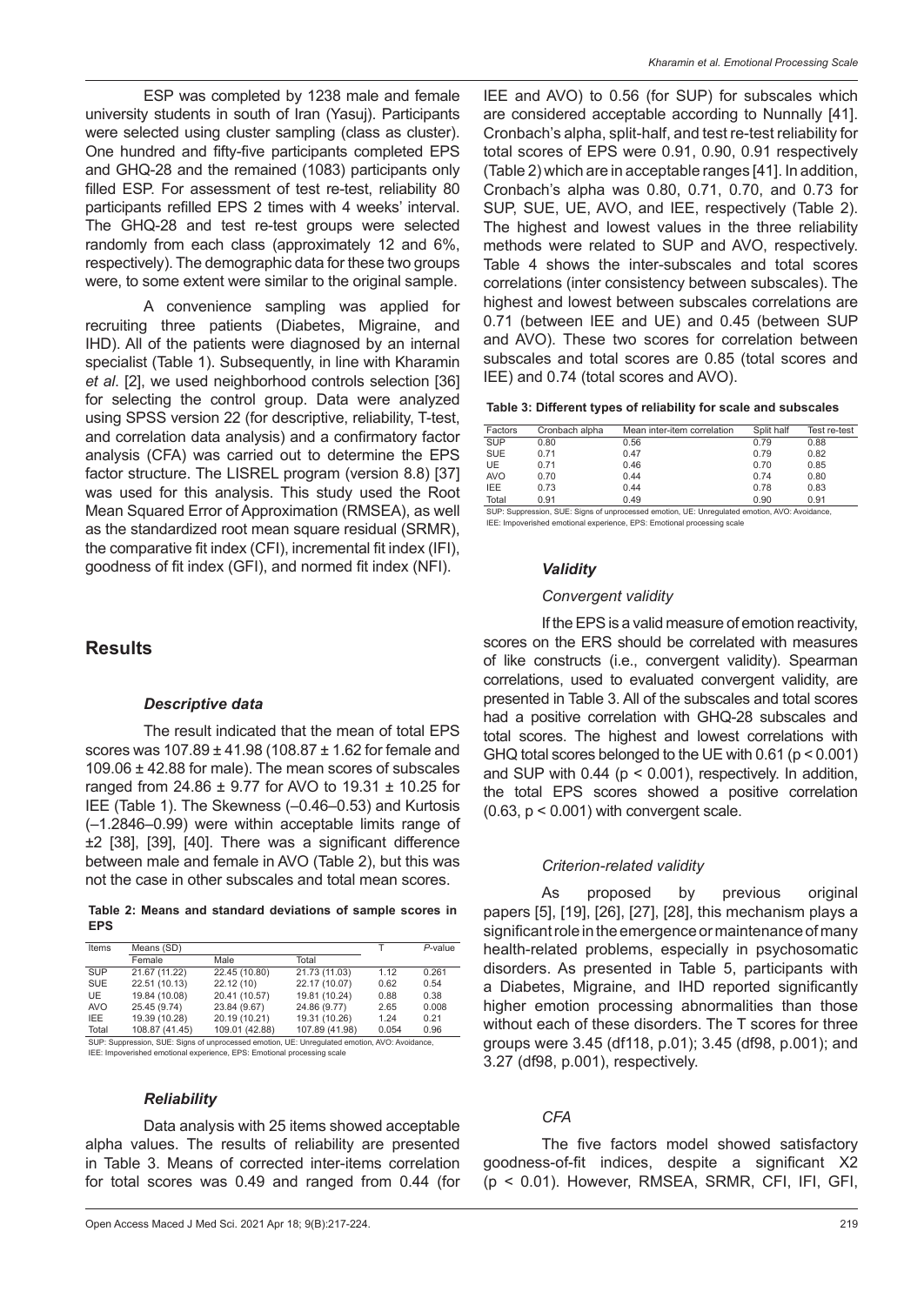ESP was completed by 1238 male and female university students in south of Iran (Yasuj). Participants were selected using cluster sampling (class as cluster). One hundred and fifty-five participants completed EPS and GHQ-28 and the remained (1083) participants only filled ESP. For assessment of test re-test, reliability 80 participants refilled EPS 2 times with 4 weeks' interval. The GHQ-28 and test re-test groups were selected randomly from each class (approximately 12 and 6%, respectively). The demographic data for these two groups were, to some extent were similar to the original sample.

A convenience sampling was applied for recruiting three patients (Diabetes, Migraine, and IHD). All of the patients were diagnosed by an internal specialist (Table 1). Subsequently, in line with Kharamin *et al*. [2], we used neighborhood controls selection [36] for selecting the control group. Data were analyzed using SPSS version 22 (for descriptive, reliability, T-test, and correlation data analysis) and a confirmatory factor analysis (CFA) was carried out to determine the EPS factor structure. The LISREL program (version 8.8) [37] was used for this analysis. This study used the Root Mean Squared Error of Approximation (RMSEA), as well as the standardized root mean square residual (SRMR), the comparative fit index (CFI), incremental fit index (IFI), goodness of fit index (GFI), and normed fit index (NFI).

## Results

### *Descriptive data*

The result indicated that the mean of total EPS scores was 107.89 ± 41.98 (108.87 ± 1.62 for female and 109.06 ± 42.88 for male). The mean scores of subscales ranged from 24.86 ± 9.77 for AVO to 19.31 ± 10.25 for IEE (Table 1). The Skewness (–0.46–0.53) and Kurtosis (–1.2846–0.99) were within acceptable limits range of ±2 [38], [39], [40]. There was a significant difference between male and female in AVO (Table 2), but this was not the case in other subscales and total mean scores.

**Table 2: Means and standard deviations of sample scores in EPS**

| Items | Means (SD) | | | T | *P*-value |
|---|---|---|---|---|---|
| | Female | Male | Total | | |
| SUP | 21.67 (11.22) | 22.45 (10.80) | 21.73 (11.03) | 1.12 | 0.261 |
| SUE | 22.51 (10.13) | 22.12 (10) | 22.17 (10.07) | 0.62 | 0.54 |
| UE | 19.84 (10.08) | 20.41 (10.57) | 19.81 (10.24) | 0.88 | 0.38 |
| AVO | 25.45 (9.74) | 23.84 (9.67) | 24.86 (9.77) | 2.65 | 0.008 |
| IEE | 19.39 (10.28) | 20.19 (10.21) | 19.31 (10.26) | 1.24 | 0.21 |
| Total | 108.87 (41.45) | 109.01 (42.88) | 107.89 (41.98) | 0.054 | 0.96 |

SUP: Suppression, SUE: Signs of unprocessed emotion, UE: Unregulated emotion, AVO: Avoidance, IEE: Impoverished emotional experience, EPS: Emotional processing scale

### *Reliability*

Data analysis with 25 items showed acceptable alpha values. The results of reliability are presented in Table 3. Means of corrected inter-items correlation for total scores was 0.49 and ranged from 0.44 (for IEE and AVO) to 0.56 (for SUP) for subscales which are considered acceptable according to Nunnally [41]. Cronbach's alpha, split-half, and test re-test reliability for total scores of EPS were 0.91, 0.90, 0.91 respectively (Table 2) which are in acceptable ranges [41]. In addition, Cronbach's alpha was 0.80, 0.71, 0.70, and 0.73 for SUP, SUE, UE, AVO, and IEE, respectively (Table 2). The highest and lowest values in the three reliability methods were related to SUP and AVO, respectively. Table 4 shows the inter-subscales and total scores correlations (inter consistency between subscales). The highest and lowest between subscales correlations are 0.71 (between IEE and UE) and 0.45 (between SUP and AVO). These two scores for correlation between subscales and total scores are 0.85 (total scores and IEE) and 0.74 (total scores and AVO).

**Table 3: Different types of reliability for scale and subscales**

| Factors | Cronbach alpha | Mean inter-item correlation | Split half | Test re-test |
|---|---|---|---|---|
| SUP | 0.80 | 0.56 | 0.79 | 0.88 |
| SUE | 0.71 | 0.47 | 0.79 | 0.82 |
| UE | 0.71 | 0.46 | 0.70 | 0.85 |
| AVO | 0.70 | 0.44 | 0.74 | 0.80 |
| IEE | 0.73 | 0.44 | 0.78 | 0.83 |
| Total | 0.91 | 0.49 | 0.90 | 0.91 |

SUP: Suppression, SUE: Signs of unprocessed emotion, UE: Unregulated emotion, AVO: Avoidance, IEE: Impoverished emotional experience, EPS: Emotional processing scale

### *Validity*

#### *Convergent validity*

If the EPS is a valid measure of emotion reactivity, scores on the ERS should be correlated with measures of like constructs (i.e., convergent validity). Spearman correlations, used to evaluated convergent validity, are presented in Table 3. All of the subscales and total scores had a positive correlation with GHQ-28 subscales and total scores. The highest and lowest correlations with GHQ total scores belonged to the UE with 0.61 ($p < 0.001$) and SUP with 0.44 ($p < 0.001$), respectively. In addition, the total EPS scores showed a positive correlation (0.63, $p < 0.001$) with convergent scale.

#### *Criterion-related validity*

As proposed by previous original papers [5], [19], [26], [27], [28], this mechanism plays a significant role in the emergence or maintenance of many health-related problems, especially in psychosomatic disorders. As presented in Table 5, participants with a Diabetes, Migraine, and IHD reported significantly higher emotion processing abnormalities than those without each of these disorders. The T scores for three groups were 3.45 (df118, p.01); 3.45 (df98, p.001); and 3.27 (df98, p.001), respectively.

#### *CFA*

The five factors model showed satisfactory goodness-of-fit indices, despite a significant X2 ($p < 0.01$). However, RMSEA, SRMR, CFI, IFI, GFI,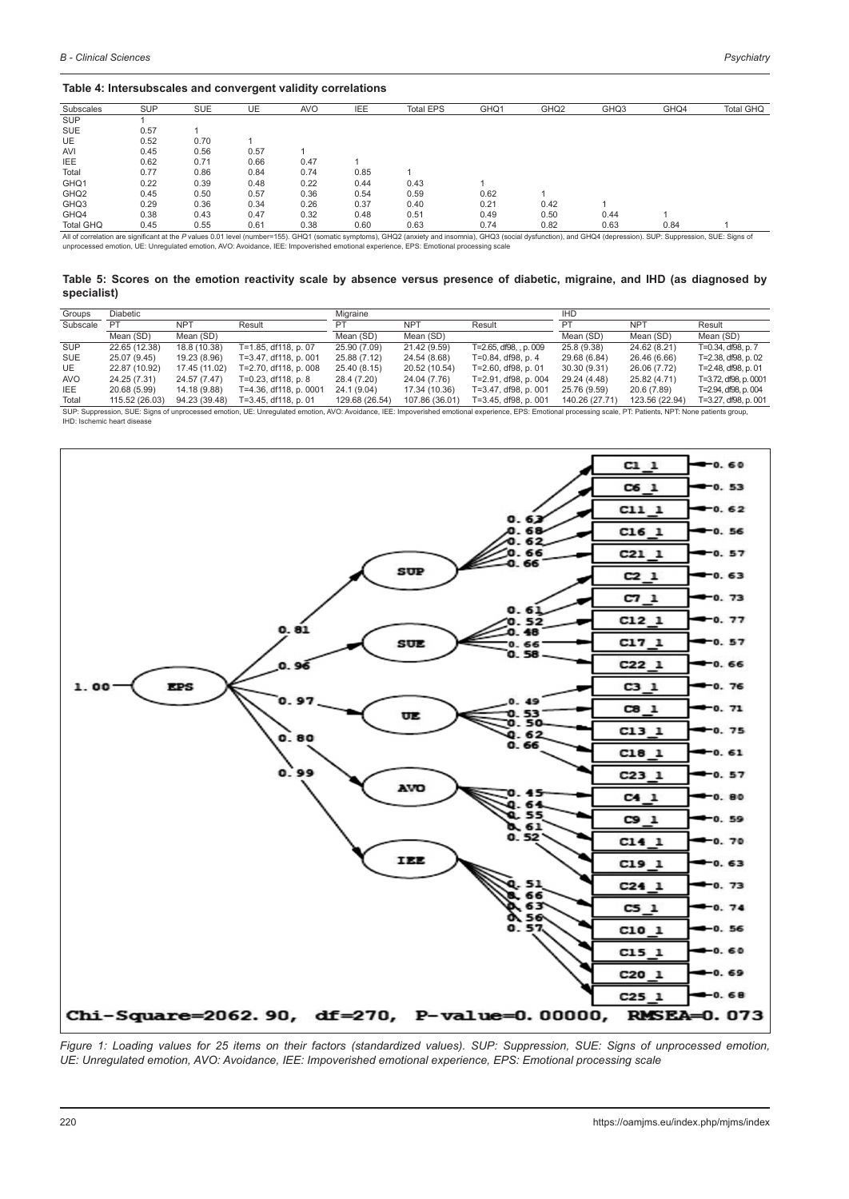**Table 4: Intersubscales and convergent validity correlations**

| Subscales | SUP | SUE | UE | AVO | IEE | Total EPS | GHQ1 | GHQ2 | GHQ3 | GHQ4 | Total GHQ |
|---|---|---|---|---|---|---|---|---|---|---|---|
| SUP | 1 | | | | | | | | | | |
| SUE | 0.57 | 1 | | | | | | | | | |
| UE | 0.52 | 0.70 | 1 | | | | | | | | |
| AVI | 0.45 | 0.56 | 0.57 | 1 | | | | | | | |
| IEE | 0.62 | 0.71 | 0.66 | 0.47 | 1 | | | | | | |
| Total | 0.77 | 0.86 | 0.84 | 0.74 | 0.85 | 1 | | | | | |
| GHQ1 | 0.22 | 0.39 | 0.48 | 0.22 | 0.44 | 0.43 | 1 | | | | |
| GHQ2 | 0.45 | 0.50 | 0.57 | 0.36 | 0.54 | 0.59 | 0.62 | 1 | | | |
| GHQ3 | 0.29 | 0.36 | 0.34 | 0.26 | 0.37 | 0.40 | 0.21 | 0.42 | 1 | | |
| GHQ4 | 0.38 | 0.43 | 0.47 | 0.32 | 0.48 | 0.51 | 0.49 | 0.50 | 0.44 | 1 | |
| Total GHQ | 0.45 | 0.55 | 0.61 | 0.38 | 0.60 | 0.63 | 0.74 | 0.82 | 0.63 | 0.84 | 1 |

All of correlation are significant at the *P* values 0.01 level (number=155). GHQ1 (somatic symptoms), GHQ2 (anxiety and insomnia), GHQ3 (social dysfunction), and GHQ4 (depression). SUP: Suppression, SUE: Signs of unprocessed emotion, UE: Unregulated emotion, AVO: Avoidance, IEE: Impoverished emotional experience, EPS: Emotional processing scale

**Table 5: Scores on the emotion reactivity scale by absence versus presence of diabetic, migraine, and IHD (as diagnosed by specialist)**

| Groups | Diabetic | | | Migraine | | | IHD | | |
|---|---|---|---|---|---|---|---|---|---|
| Subscale | PT | NPT | Result | PT | NPT | Result | PT | NPT | Result |
| | Mean (SD) | Mean (SD) | | Mean (SD) | Mean (SD) | | Mean (SD) | Mean (SD) | Mean (SD) |
| SUP | 22.65 (12.38) | 18.8 (10.38) | T=1.85, df118, p. 07 | 25.90 (7.09) | 21.42 (9.59) | T=2.65, df98, , p. 009 | 25.8 (9.38) | 24.62 (8.21) | T=0.34, df98, p. 7 |
| SUE | 25.07 (9.45) | 19.23 (8.96) | T=3.47, df118, p. 001 | 25.88 (7.12) | 24.54 (8.68) | T=0.84, df98, p. 4 | 29.68 (6.84) | 26.46 (6.66) | T=2.38, df98, p. 02 |
| UE | 22.87 (10.92) | 17.45 (11.02) | T=2.70, df118, p. 008 | 25.40 (8.15) | 20.52 (10.54) | T=2.60, df98, p. 01 | 30.30 (9.31) | 26.06 (7.72) | T=2.48, df98, p. 01 |
| AVO | 24.25 (7.31) | 24.57 (7.47) | T=0.23, df118, p. 8 | 28.4 (7.20) | 24.04 (7.76) | T=2.91, df98, p. 004 | 29.24 (4.48) | 25.82 (4.71) | T=3.72, df98, p. 0001 |
| IEE | 20.68 (5.99) | 14.18 (9.88) | T=4.36, df118, p. 0001 | 24.1 (9.04) | 17.34 (10.36) | T=3.47, df98, p. 001 | 25.76 (9.59) | 20.6 (7.89) | T=2.94, df98, p. 004 |
| Total | 115.52 (26.03) | 94.23 (39.48) | T=3.45, df118, p. 01 | 129.68 (26.54) | 107.86 (36.01) | T=3.45, df98, p. 001 | 140.26 (27.71) | 123.56 (22.94) | T=3.27, df98, p. 001 |

SUP: Suppression, SUE: Signs of unprocessed emotion, UE: Unregulated emotion, AVO: Avoidance, IEE: Impoverished emotional experience, EPS: Emotional processing scale, PT: Patients, NPT: None patients group, IHD: Ischemic heart disease

*Figure 1: Loading values for 25 items on their factors (standardized values). SUP: Suppression, SUE: Signs of unprocessed emotion, UE: Unregulated emotion, AVO: Avoidance, IEE: Impoverished emotional experience, EPS: Emotional processing scale*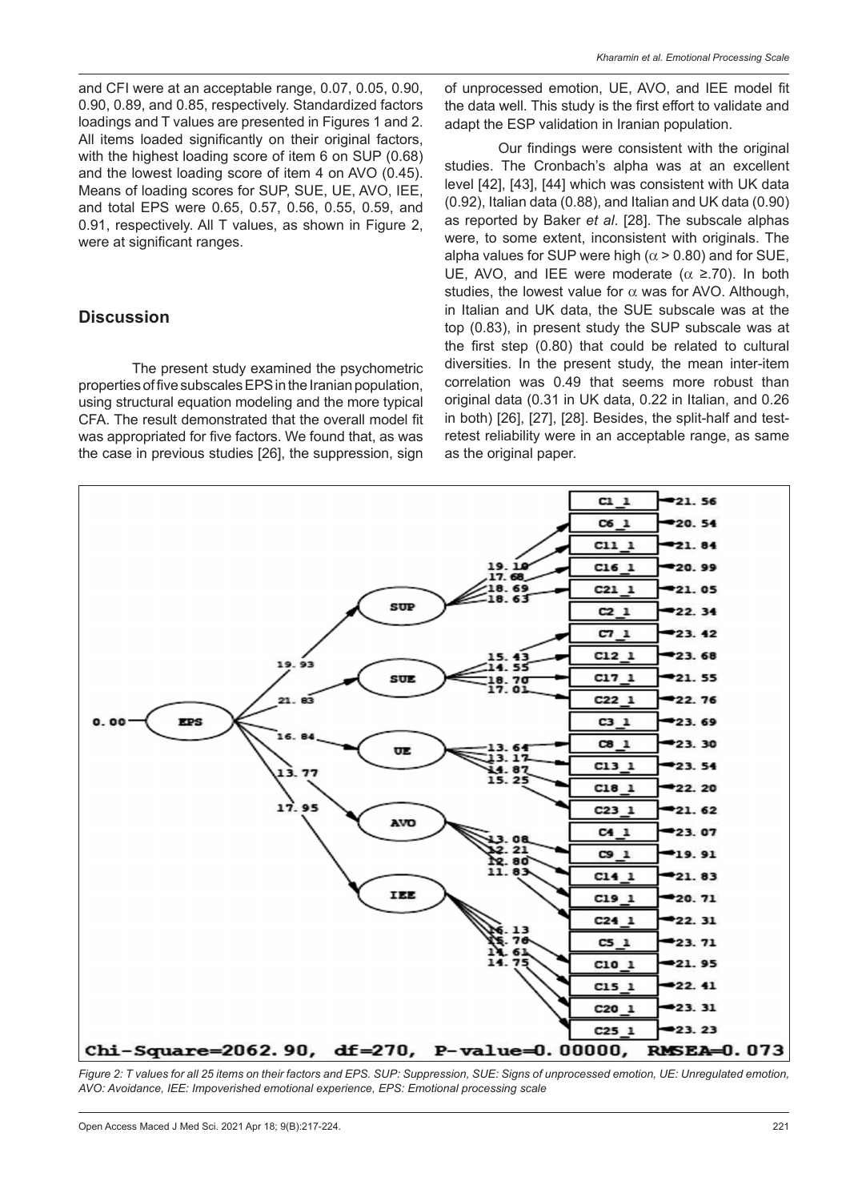and CFI were at an acceptable range, 0.07, 0.05, 0.90, 0.90, 0.89, and 0.85, respectively. Standardized factors loadings and T values are presented in Figures 1 and 2. All items loaded significantly on their original factors, with the highest loading score of item 6 on SUP (0.68) and the lowest loading score of item 4 on AVO (0.45). Means of loading scores for SUP, SUE, UE, AVO, IEE, and total EPS were 0.65, 0.57, 0.56, 0.55, 0.59, and 0.91, respectively. All T values, as shown in Figure 2, were at significant ranges.

## Discussion

The present study examined the psychometric properties of five subscales EPS in the Iranian population, using structural equation modeling and the more typical CFA. The result demonstrated that the overall model fit was appropriated for five factors. We found that, as was the case in previous studies [26], the suppression, sign of unprocessed emotion, UE, AVO, and IEE model fit the data well. This study is the first effort to validate and adapt the ESP validation in Iranian population.

Our findings were consistent with the original studies. The Cronbach's alpha was at an excellent level [42], [43], [44] which was consistent with UK data (0.92), Italian data (0.88), and Italian and UK data (0.90) as reported by Baker *et al*. [28]. The subscale alphas were, to some extent, inconsistent with originals. The alpha values for SUP were high ($\alpha > 0.80$) and for SUE, UE, AVO, and IEE were moderate ($\alpha \geq .70$). In both studies, the lowest value for $\alpha$ was for AVO. Although, in Italian and UK data, the SUE subscale was at the top (0.83), in present study the SUP subscale was at the first step (0.80) that could be related to cultural diversities. In the present study, the mean inter-item correlation was 0.49 that seems more robust than original data (0.31 in UK data, 0.22 in Italian, and 0.26 in both) [26], [27], [28]. Besides, the split-half and test-retest reliability were in an acceptable range, as same as the original paper.

*Figure 2: T values for all 25 items on their factors and EPS. SUP: Suppression, SUE: Signs of unprocessed emotion, UE: Unregulated emotion, AVO: Avoidance, IEE: Impoverished emotional experience, EPS: Emotional processing scale*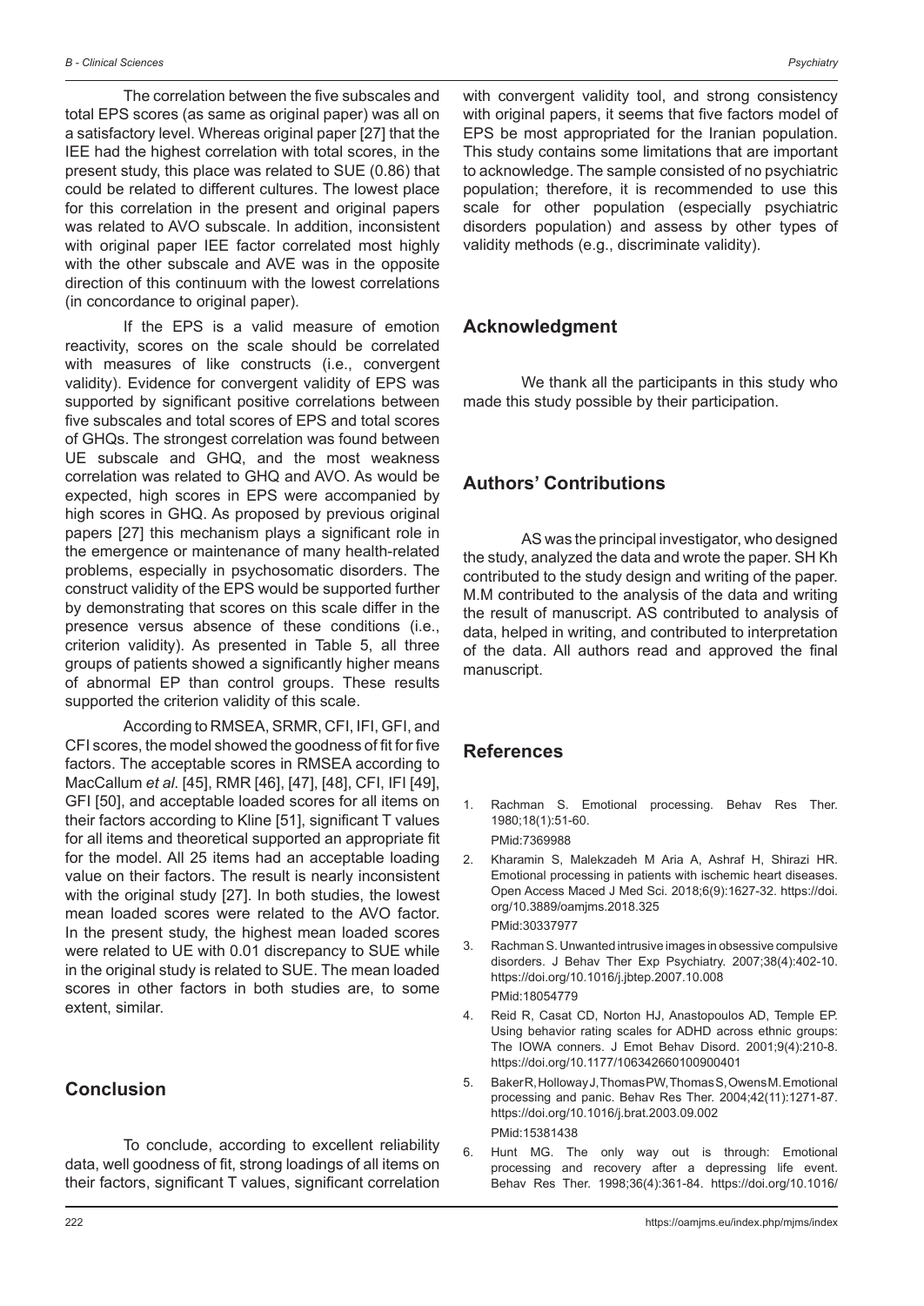The correlation between the five subscales and total EPS scores (as same as original paper) was all on a satisfactory level. Whereas original paper [27] that the IEE had the highest correlation with total scores, in the present study, this place was related to SUE (0.86) that could be related to different cultures. The lowest place for this correlation in the present and original papers was related to AVO subscale. In addition, inconsistent with original paper IEE factor correlated most highly with the other subscale and AVE was in the opposite direction of this continuum with the lowest correlations (in concordance to original paper).

If the EPS is a valid measure of emotion reactivity, scores on the scale should be correlated with measures of like constructs (i.e., convergent validity). Evidence for convergent validity of EPS was supported by significant positive correlations between five subscales and total scores of EPS and total scores of GHQs. The strongest correlation was found between UE subscale and GHQ, and the most weakness correlation was related to GHQ and AVO. As would be expected, high scores in EPS were accompanied by high scores in GHQ. As proposed by previous original papers [27] this mechanism plays a significant role in the emergence or maintenance of many health-related problems, especially in psychosomatic disorders. The construct validity of the EPS would be supported further by demonstrating that scores on this scale differ in the presence versus absence of these conditions (i.e., criterion validity). As presented in Table 5, all three groups of patients showed a significantly higher means of abnormal EP than control groups. These results supported the criterion validity of this scale.

According to RMSEA, SRMR, CFI, IFI, GFI, and CFI scores, the model showed the goodness of fit for five factors. The acceptable scores in RMSEA according to MacCallum *et al*. [45], RMR [46], [47], [48], CFI, IFI [49], GFI [50], and acceptable loaded scores for all items on their factors according to Kline [51], significant T values for all items and theoretical supported an appropriate fit for the model. All 25 items had an acceptable loading value on their factors. The result is nearly inconsistent with the original study [27]. In both studies, the lowest mean loaded scores were related to the AVO factor. In the present study, the highest mean loaded scores were related to UE with 0.01 discrepancy to SUE while in the original study is related to SUE. The mean loaded scores in other factors in both studies are, to some extent, similar.

## Conclusion

To conclude, according to excellent reliability data, well goodness of fit, strong loadings of all items on their factors, significant T values, significant correlation with convergent validity tool, and strong consistency with original papers, it seems that five factors model of EPS be most appropriated for the Iranian population. This study contains some limitations that are important to acknowledge. The sample consisted of no psychiatric population; therefore, it is recommended to use this scale for other population (especially psychiatric disorders population) and assess by other types of validity methods (e.g., discriminate validity).

## Acknowledgment

We thank all the participants in this study who made this study possible by their participation.

## Authors' Contributions

AS was the principal investigator, who designed the study, analyzed the data and wrote the paper. SH Kh contributed to the study design and writing of the paper. M.M contributed to the analysis of the data and writing the result of manuscript. AS contributed to analysis of data, helped in writing, and contributed to interpretation of the data. All authors read and approved the final manuscript.

## References

1. Rachman S. Emotional processing. Behav Res Ther. 1980;18(1):51-60.
   PMid:7369988
2. Kharamin S, Malekzadeh M Aria A, Ashraf H, Shirazi HR. Emotional processing in patients with ischemic heart diseases. Open Access Maced J Med Sci. 2018;6(9):1627-32. https://doi.org/10.3889/oamjms.2018.325
   PMid:30337977
3. Rachman S. Unwanted intrusive images in obsessive compulsive disorders. J Behav Ther Exp Psychiatry. 2007;38(4):402-10. https://doi.org/10.1016/j.jbtep.2007.10.008
   PMid:18054779
4. Reid R, Casat CD, Norton HJ, Anastopoulos AD, Temple EP. Using behavior rating scales for ADHD across ethnic groups: The IOWA conners. J Emot Behav Disord. 2001;9(4):210-8. https://doi.org/10.1177/106342660100900401
5. Baker R, Holloway J, Thomas PW, Thomas S, Owens M. Emotional processing and panic. Behav Res Ther. 2004;42(11):1271-87. https://doi.org/10.1016/j.brat.2003.09.002
   PMid:15381438
6. Hunt MG. The only way out is through: Emotional processing and recovery after a depressing life event. Behav Res Ther. 1998;36(4):361-84. https://doi.org/10.1016/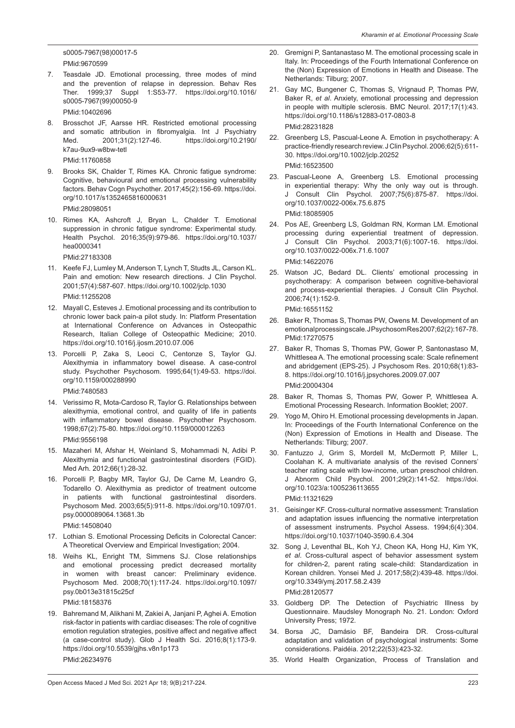s0005-7967(98)00017-5

PMid:9670599

7. Teasdale JD. Emotional processing, three modes of mind and the prevention of relapse in depression. Behav Res Ther. 1999;37 Suppl 1:S53-77. https://doi.org/10.1016/s0005-7967(99)00050-9

   PMid:10402696

8. Brosschot JF, Aarsse HR. Restricted emotional processing and somatic attribution in fibromyalgia. Int J Psychiatry Med. 2001;31(2):127-46. https://doi.org/10.2190/k7au-9ux9-w8bw-tetl

   PMid:11760858

9. Brooks SK, Chalder T, Rimes KA. Chronic fatigue syndrome: Cognitive, behavioural and emotional processing vulnerability factors. Behav Cogn Psychother. 2017;45(2):156-69. https://doi.org/10.1017/s1352465816000631

   PMid:28098051

10. Rimes KA, Ashcroft J, Bryan L, Chalder T. Emotional suppression in chronic fatigue syndrome: Experimental study. Health Psychol. 2016;35(9):979-86. https://doi.org/10.1037/hea0000341

    PMid:27183308

11. Keefe FJ, Lumley M, Anderson T, Lynch T, Studts JL, Carson KL. Pain and emotion: New research directions. J Clin Psychol. 2001;57(4):587-607. https://doi.org/10.1002/jclp.1030

    PMid:11255208

12. Mayall C, Esteves J. Emotional processing and its contribution to chronic lower back pain-a pilot study. In: Platform Presentation at International Conference on Advances in Osteopathic Research, Italian College of Osteopathic Medicine; 2010. https://doi.org/10.1016/j.ijosm.2010.07.006

13. Porcelli P, Zaka S, Leoci C, Centonze S, Taylor GJ. Alexithymia in inflammatory bowel disease. A case-control study. Psychother Psychosom. 1995;64(1):49-53. https://doi.org/10.1159/000288990

    PMid:7480583

14. Verissimo R, Mota-Cardoso R, Taylor G. Relationships between alexithymia, emotional control, and quality of life in patients with inflammatory bowel disease. Psychother Psychosom. 1998;67(2):75-80. https://doi.org/10.1159/000012263

    PMid:9556198

15. Mazaheri M, Afshar H, Weinland S, Mohammadi N, Adibi P. Alexithymia and functional gastrointestinal disorders (FGID). Med Arh. 2012;66(1):28-32.

16. Porcelli P, Bagby MR, Taylor GJ, De Carne M, Leandro G, Todarello O. Alexithymia as predictor of treatment outcome in patients with functional gastrointestinal disorders. Psychosom Med. 2003;65(5):911-8. https://doi.org/10.1097/01.psy.0000089064.13681.3b

    PMid:14508040

17. Lothian S. Emotional Processing Deficits in Colorectal Cancer: A Theoretical Overview and Empirical Investigation; 2004.

18. Weihs KL, Enright TM, Simmens SJ. Close relationships and emotional processing predict decreased mortality in women with breast cancer: Preliminary evidence. Psychosom Med. 2008;70(1):117-24. https://doi.org/10.1097/psy.0b013e31815c25cf

    PMid:18158376

19. Bahremand M, Alikhani M, Zakiei A, Janjani P, Aghei A. Emotion risk-factor in patients with cardiac diseases: The role of cognitive emotion regulation strategies, positive affect and negative affect (a case-control study). Glob J Health Sci. 2016;8(1):173-9. https://doi.org/10.5539/gjhs.v8n1p173

    PMid:26234976

20. Gremigni P, Santanastaso M. The emotional processing scale in Italy. In: Proceedings of the Fourth International Conference on the (Non) Expression of Emotions in Health and Disease. The Netherlands: Tilburg; 2007.

21. Gay MC, Bungener C, Thomas S, Vrignaud P, Thomas PW, Baker R, *et al*. Anxiety, emotional processing and depression in people with multiple sclerosis. BMC Neurol. 2017;17(1):43. https://doi.org/10.1186/s12883-017-0803-8

    PMid:28231828

22. Greenberg LS, Pascual-Leone A. Emotion in psychotherapy: A practice-friendly research review. J Clin Psychol. 2006;62(5):611-30. https://doi.org/10.1002/jclp.20252

    PMid:16523500

23. Pascual-Leone A, Greenberg LS. Emotional processing in experiential therapy: Why the only way out is through. J Consult Clin Psychol. 2007;75(6):875-87. https://doi.org/10.1037/0022-006x.75.6.875

    PMid:18085905

24. Pos AE, Greenberg LS, Goldman RN, Korman LM. Emotional processing during experiential treatment of depression. J Consult Clin Psychol. 2003;71(6):1007-16. https://doi.org/10.1037/0022-006x.71.6.1007

    PMid:14622076

25. Watson JC, Bedard DL. Clients' emotional processing in psychotherapy: A comparison between cognitive-behavioral and process-experiential therapies. J Consult Clin Psychol. 2006;74(1):152-9.

    PMid:16551152

26. Baker R, Thomas S, Thomas PW, Owens M. Development of an emotional processing scale. J Psychosom Res 2007;62(2):167-78. PMid:17270575

27. Baker R, Thomas S, Thomas PW, Gower P, Santonastaso M, Whittlesea A. The emotional processing scale: Scale refinement and abridgement (EPS-25). J Psychosom Res. 2010;68(1):83-8. https://doi.org/10.1016/j.jpsychores.2009.07.007

    PMid:20004304

28. Baker R, Thomas S, Thomas PW, Gower P, Whittlesea A. Emotional Processing Research. Information Booklet; 2007.

29. Yogo M, Ohiro H. Emotional processing developments in Japan. In: Proceedings of the Fourth International Conference on the (Non) Expression of Emotions in Health and Disease. The Netherlands: Tilburg; 2007.

30. Fantuzzo J, Grim S, Mordell M, McDermott P, Miller L, Coolahan K. A multivariate analysis of the revised Conners' teacher rating scale with low-income, urban preschool children. J Abnorm Child Psychol. 2001;29(2):141-52. https://doi.org/10.1023/a:1005236113655

    PMid:11321629

31. Geisinger KF. Cross-cultural normative assessment: Translation and adaptation issues influencing the normative interpretation of assessment instruments. Psychol Assess. 1994;6(4):304. https://doi.org/10.1037/1040-3590.6.4.304

32. Song J, Leventhal BL, Koh YJ, Cheon KA, Hong HJ, Kim YK, *et al*. Cross-cultural aspect of behavior assessment system for children-2, parent rating scale-child: Standardization in Korean children. Yonsei Med J. 2017;58(2):439-48. https://doi.org/10.3349/ymj.2017.58.2.439

    PMid:28120577

33. Goldberg DP. The Detection of Psychiatric Illness by Questionnaire. Maudsley Monograph No. 21. London: Oxford University Press; 1972.

34. Borsa JC, Damásio BF, Bandeira DR. Cross-cultural adaptation and validation of psychological instruments: Some considerations. Paidéia. 2012;22(53):423-32.

35. World Health Organization, Process of Translation and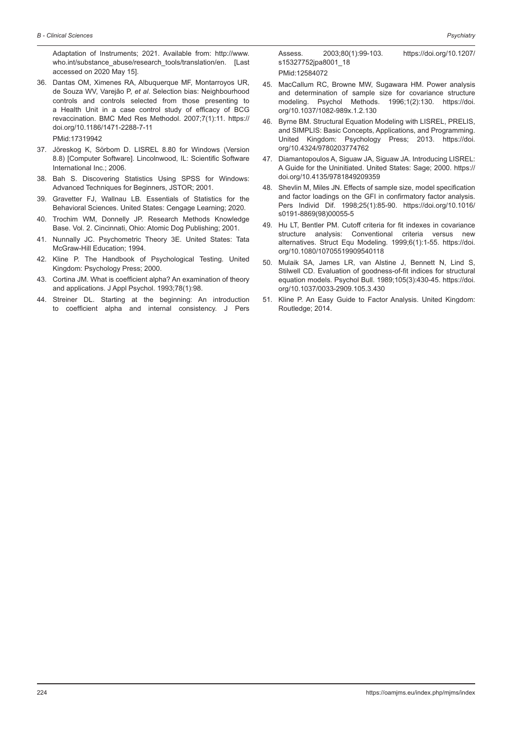Adaptation of Instruments; 2021. Available from: http://www.who.int/substance_abuse/research_tools/translation/en. [Last accessed on 2020 May 15].

36. Dantas OM, Ximenes RA, Albuquerque MF, Montarroyos UR, de Souza WV, Varejão P, *et al*. Selection bias: Neighbourhood controls and controls selected from those presenting to a Health Unit in a case control study of efficacy of BCG revaccination. BMC Med Res Methodol. 2007;7(1):11. https://doi.org/10.1186/1471-2288-7-11

    PMid:17319942

37. Jöreskog K, Sörbom D. LISREL 8.80 for Windows (Version 8.8) [Computer Software]. Lincolnwood, IL: Scientific Software International Inc.; 2006.

38. Bah S. Discovering Statistics Using SPSS for Windows: Advanced Techniques for Beginners, JSTOR; 2001.

39. Gravetter FJ, Wallnau LB. Essentials of Statistics for the Behavioral Sciences. United States: Cengage Learning; 2020.

40. Trochim WM, Donnelly JP. Research Methods Knowledge Base. Vol. 2. Cincinnati, Ohio: Atomic Dog Publishing; 2001.

41. Nunnally JC. Psychometric Theory 3E. United States: Tata McGraw-Hill Education; 1994.

42. Kline P. The Handbook of Psychological Testing. United Kingdom: Psychology Press; 2000.

43. Cortina JM. What is coefficient alpha? An examination of theory and applications. J Appl Psychol. 1993;78(1):98.

44. Streiner DL. Starting at the beginning: An introduction to coefficient alpha and internal consistency. J Pers Assess. 2003;80(1):99-103. https://doi.org/10.1207/s15327752jpa8001_18

    PMid:12584072

45. MacCallum RC, Browne MW, Sugawara HM. Power analysis and determination of sample size for covariance structure modeling. Psychol Methods. 1996;1(2):130. https://doi.org/10.1037/1082-989x.1.2.130

46. Byrne BM. Structural Equation Modeling with LISREL, PRELIS, and SIMPLIS: Basic Concepts, Applications, and Programming. United Kingdom: Psychology Press; 2013. https://doi.org/10.4324/9780203774762

47. Diamantopoulos A, Siguaw JA, Siguaw JA. Introducing LISREL: A Guide for the Uninitiated. United States: Sage; 2000. https://doi.org/10.4135/9781849209359

48. Shevlin M, Miles JN. Effects of sample size, model specification and factor loadings on the GFI in confirmatory factor analysis. Pers Individ Dif. 1998;25(1):85-90. https://doi.org/10.1016/s0191-8869(98)00055-5

49. Hu LT, Bentler PM. Cutoff criteria for fit indexes in covariance structure analysis: Conventional criteria versus new alternatives. Struct Equ Modeling. 1999;6(1):1-55. https://doi.org/10.1080/10705519909540118

50. Mulaik SA, James LR, van Alstine J, Bennett N, Lind S, Stilwell CD. Evaluation of goodness-of-fit indices for structural equation models. Psychol Bull. 1989;105(3):430-45. https://doi.org/10.1037/0033-2909.105.3.430

51. Kline P. An Easy Guide to Factor Analysis. United Kingdom: Routledge; 2014.